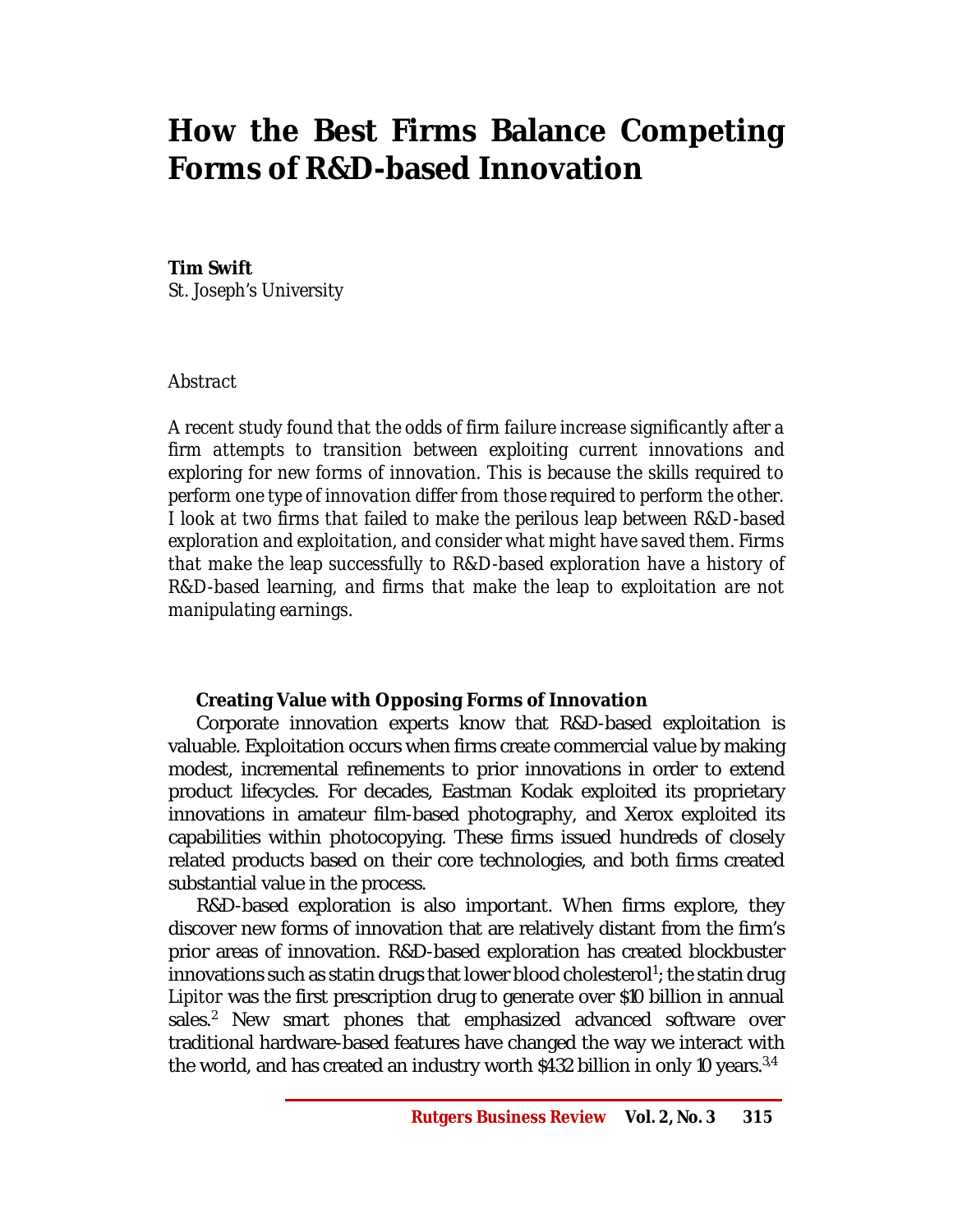# How the Best Firms Balance Competing Forms of R&D-based Innovation

**Tim Swift**
St. Joseph's University

*Abstract*

*A recent study found that the odds of firm failure increase significantly after a firm attempts to transition between exploiting current innovations and exploring for new forms of innovation. This is because the skills required to perform one type of innovation differ from those required to perform the other. I look at two firms that failed to make the perilous leap between R&D-based exploration and exploitation, and consider what might have saved them. Firms that make the leap successfully to R&D-based exploration have a history of R&D-based learning, and firms that make the leap to exploitation are not manipulating earnings.*

## Creating Value with Opposing Forms of Innovation

Corporate innovation experts know that R&D-based exploitation is valuable. Exploitation occurs when firms create commercial value by making modest, incremental refinements to prior innovations in order to extend product lifecycles. For decades, Eastman Kodak exploited its proprietary innovations in amateur film-based photography, and Xerox exploited its capabilities within photocopying. These firms issued hundreds of closely related products based on their core technologies, and both firms created substantial value in the process.

R&D-based exploration is also important. When firms explore, they discover new forms of innovation that are relatively distant from the firm's prior areas of innovation. R&D-based exploration has created blockbuster innovations such as statin drugs that lower blood cholesterol[1]; the statin drug *Lipitor* was the first prescription drug to generate over $10 billion in annual sales.[2] New smart phones that emphasized advanced software over traditional hardware-based features have changed the way we interact with the world, and has created an industry worth $432 billion in only 10 years.[3,4]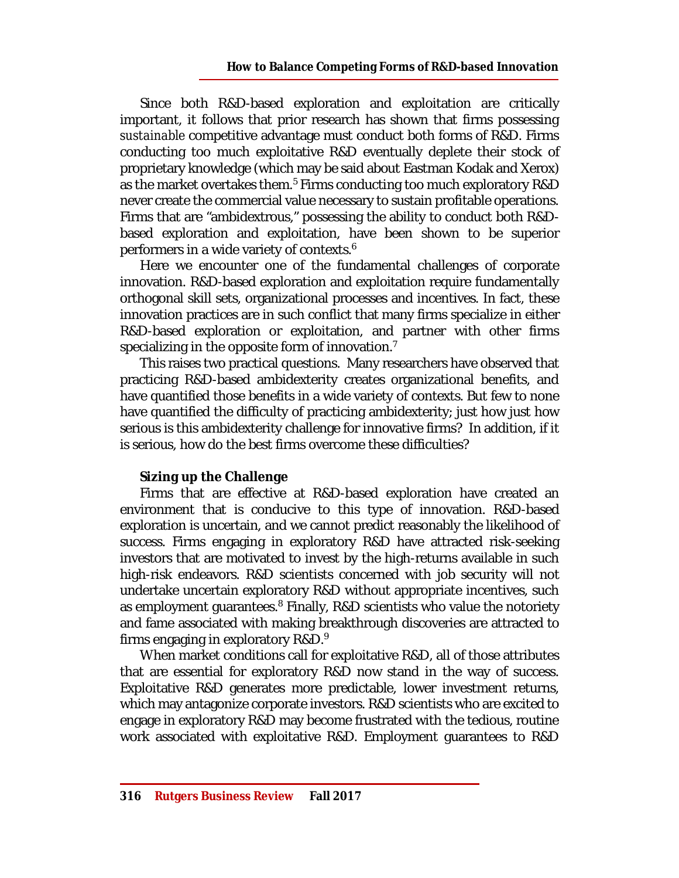Since both R&D-based exploration and exploitation are critically important, it follows that prior research has shown that firms possessing *sustainable* competitive advantage must conduct both forms of R&D. Firms conducting too much exploitative R&D eventually deplete their stock of proprietary knowledge (which may be said about Eastman Kodak and Xerox) as the market overtakes them.[5] Firms conducting too much exploratory R&D never create the commercial value necessary to sustain profitable operations. Firms that are "ambidextrous," possessing the ability to conduct both R&D-based exploration and exploitation, have been shown to be superior performers in a wide variety of contexts.[6]

Here we encounter one of the fundamental challenges of corporate innovation. R&D-based exploration and exploitation require fundamentally orthogonal skill sets, organizational processes and incentives. In fact, these innovation practices are in such conflict that many firms specialize in either R&D-based exploration or exploitation, and partner with other firms specializing in the opposite form of innovation.[7]

This raises two practical questions. Many researchers have observed that practicing R&D-based ambidexterity creates organizational benefits, and have quantified those benefits in a wide variety of contexts. But few to none have quantified the difficulty of practicing ambidexterity; just how just how serious is this ambidexterity challenge for innovative firms? In addition, if it is serious, how do the best firms overcome these difficulties?

### Sizing up the Challenge

Firms that are effective at R&D-based exploration have created an environment that is conducive to this type of innovation. R&D-based exploration is uncertain, and we cannot predict reasonably the likelihood of success. Firms engaging in exploratory R&D have attracted risk-seeking investors that are motivated to invest by the high-returns available in such high-risk endeavors. R&D scientists concerned with job security will not undertake uncertain exploratory R&D without appropriate incentives, such as employment guarantees.[8] Finally, R&D scientists who value the notoriety and fame associated with making breakthrough discoveries are attracted to firms engaging in exploratory R&D.[9]

When market conditions call for exploitative R&D, all of those attributes that are essential for exploratory R&D now stand in the way of success. Exploitative R&D generates more predictable, lower investment returns, which may antagonize corporate investors. R&D scientists who are excited to engage in exploratory R&D may become frustrated with the tedious, routine work associated with exploitative R&D. Employment guarantees to R&D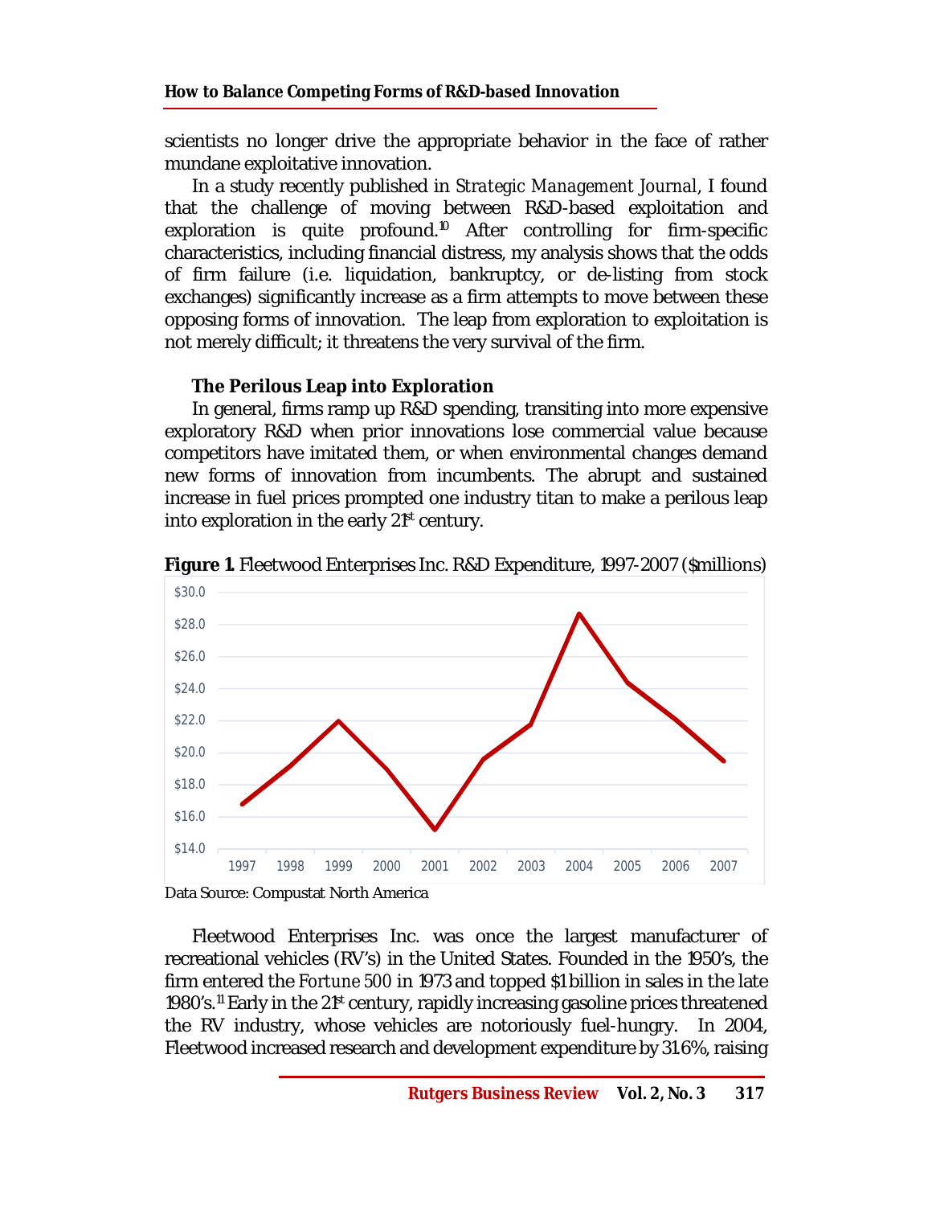scientists no longer drive the appropriate behavior in the face of rather mundane exploitative innovation.

In a study recently published in *Strategic Management Journal*, I found that the challenge of moving between R&D-based exploitation and exploration is quite profound.[10] After controlling for firm-specific characteristics, including financial distress, my analysis shows that the odds of firm failure (i.e. liquidation, bankruptcy, or de-listing from stock exchanges) significantly increase as a firm attempts to move between these opposing forms of innovation. The leap from exploration to exploitation is not merely difficult; it threatens the very survival of the firm.

### The Perilous Leap into Exploration

In general, firms ramp up R&D spending, transiting into more expensive exploratory R&D when prior innovations lose commercial value because competitors have imitated them, or when environmental changes demand new forms of innovation from incumbents. The abrupt and sustained increase in fuel prices prompted one industry titan to make a perilous leap into exploration in the early 21st century.

**Figure 1.** Fleetwood Enterprises Inc. R&D Expenditure, 1997-2007 ($millions)

Data Source: Compustat North America

Fleetwood Enterprises Inc. was once the largest manufacturer of recreational vehicles (RV's) in the United States. Founded in the 1950's, the firm entered the *Fortune 500* in 1973 and topped $1 billion in sales in the late 1980's.[11] Early in the 21st century, rapidly increasing gasoline prices threatened the RV industry, whose vehicles are notoriously fuel-hungry. In 2004, Fleetwood increased research and development expenditure by 31.6%, raising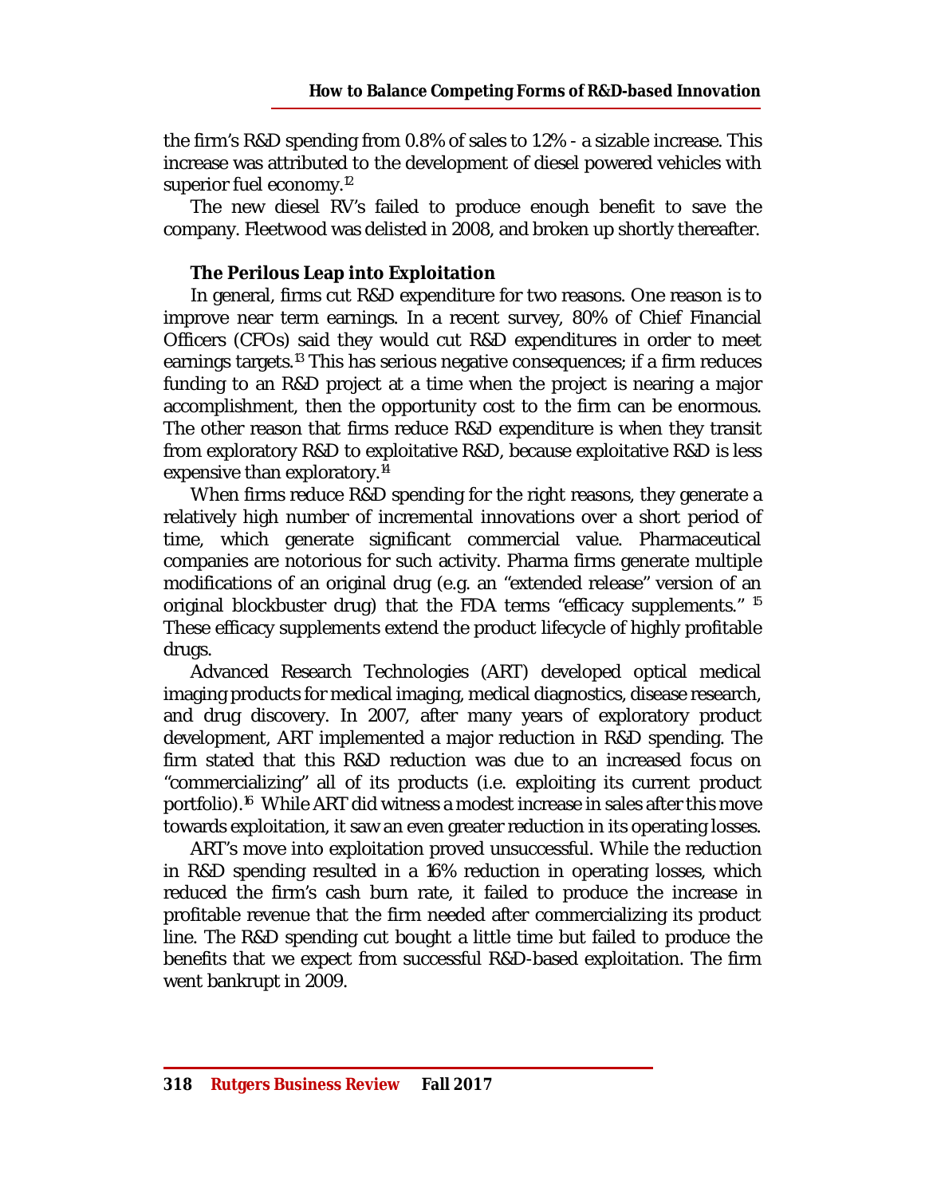the firm's R&D spending from 0.8% of sales to 1.2% - a sizable increase. This increase was attributed to the development of diesel powered vehicles with superior fuel economy.[12]

The new diesel RV's failed to produce enough benefit to save the company. Fleetwood was delisted in 2008, and broken up shortly thereafter.

### The Perilous Leap into Exploitation

In general, firms cut R&D expenditure for two reasons. One reason is to improve near term earnings. In a recent survey, 80% of Chief Financial Officers (CFOs) said they would cut R&D expenditures in order to meet earnings targets.[13] This has serious negative consequences; if a firm reduces funding to an R&D project at a time when the project is nearing a major accomplishment, then the opportunity cost to the firm can be enormous. The other reason that firms reduce R&D expenditure is when they transit from exploratory R&D to exploitative R&D, because exploitative R&D is less expensive than exploratory.[14]

When firms reduce R&D spending for the right reasons, they generate a relatively high number of incremental innovations over a short period of time, which generate significant commercial value. Pharmaceutical companies are notorious for such activity. Pharma firms generate multiple modifications of an original drug (e.g. an "extended release" version of an original blockbuster drug) that the FDA terms "efficacy supplements." [15] These efficacy supplements extend the product lifecycle of highly profitable drugs.

Advanced Research Technologies (ART) developed optical medical imaging products for medical imaging, medical diagnostics, disease research, and drug discovery. In 2007, after many years of exploratory product development, ART implemented a major reduction in R&D spending. The firm stated that this R&D reduction was due to an increased focus on "commercializing" all of its products (i.e. exploiting its current product portfolio).[16] While ART did witness a modest increase in sales after this move towards exploitation, it saw an even greater reduction in its operating losses.

ART's move into exploitation proved unsuccessful. While the reduction in R&D spending resulted in a 16% reduction in operating losses, which reduced the firm's cash burn rate, it failed to produce the increase in profitable revenue that the firm needed after commercializing its product line. The R&D spending cut bought a little time but failed to produce the benefits that we expect from successful R&D-based exploitation. The firm went bankrupt in 2009.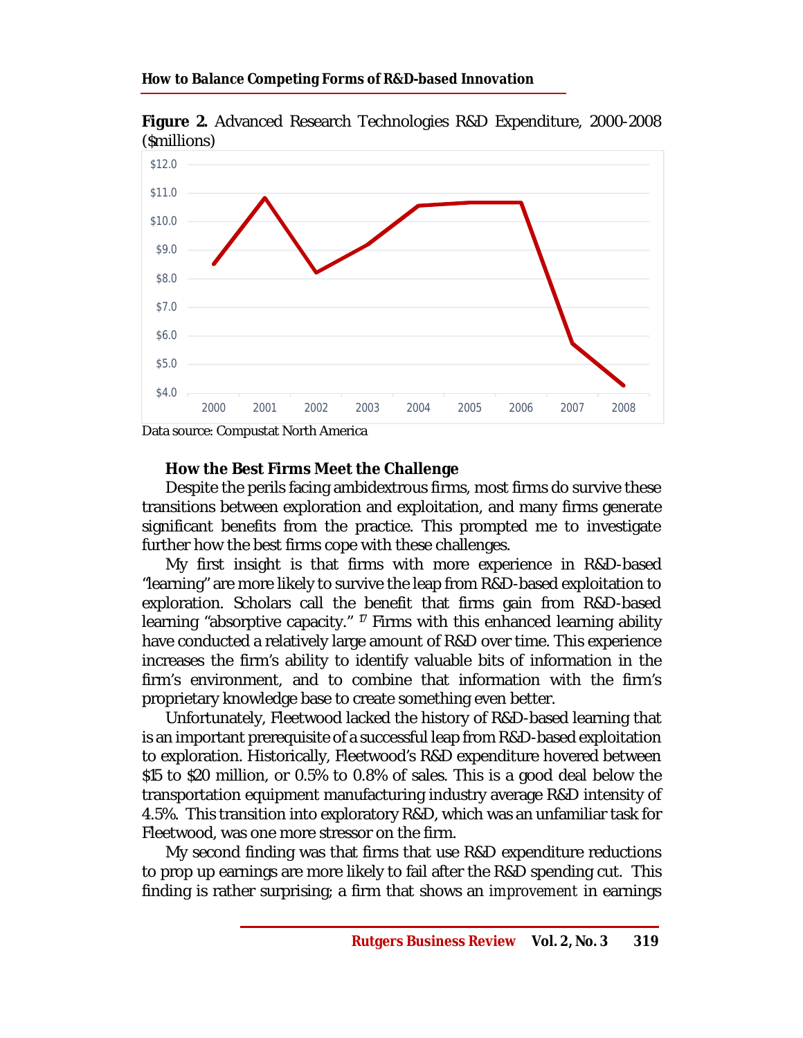**Figure 2.** Advanced Research Technologies R&D Expenditure, 2000-2008 ($millions)

Data source: Compustat North America

### How the Best Firms Meet the Challenge

Despite the perils facing ambidextrous firms, most firms do survive these transitions between exploration and exploitation, and many firms generate significant benefits from the practice. This prompted me to investigate further how the best firms cope with these challenges.

My first insight is that firms with more experience in R&D-based "learning" are more likely to survive the leap from R&D-based exploitation to exploration. Scholars call the benefit that firms gain from R&D-based learning "absorptive capacity." [17] Firms with this enhanced learning ability have conducted a relatively large amount of R&D over time. This experience increases the firm's ability to identify valuable bits of information in the firm's environment, and to combine that information with the firm's proprietary knowledge base to create something even better.

Unfortunately, Fleetwood lacked the history of R&D-based learning that is an important prerequisite of a successful leap from R&D-based exploitation to exploration. Historically, Fleetwood's R&D expenditure hovered between $15 to $20 million, or 0.5% to 0.8% of sales. This is a good deal below the transportation equipment manufacturing industry average R&D intensity of 4.5%. This transition into exploratory R&D, which was an unfamiliar task for Fleetwood, was one more stressor on the firm.

My second finding was that firms that use R&D expenditure reductions to prop up earnings are more likely to fail after the R&D spending cut. This finding is rather surprising; a firm that shows an *improvement* in earnings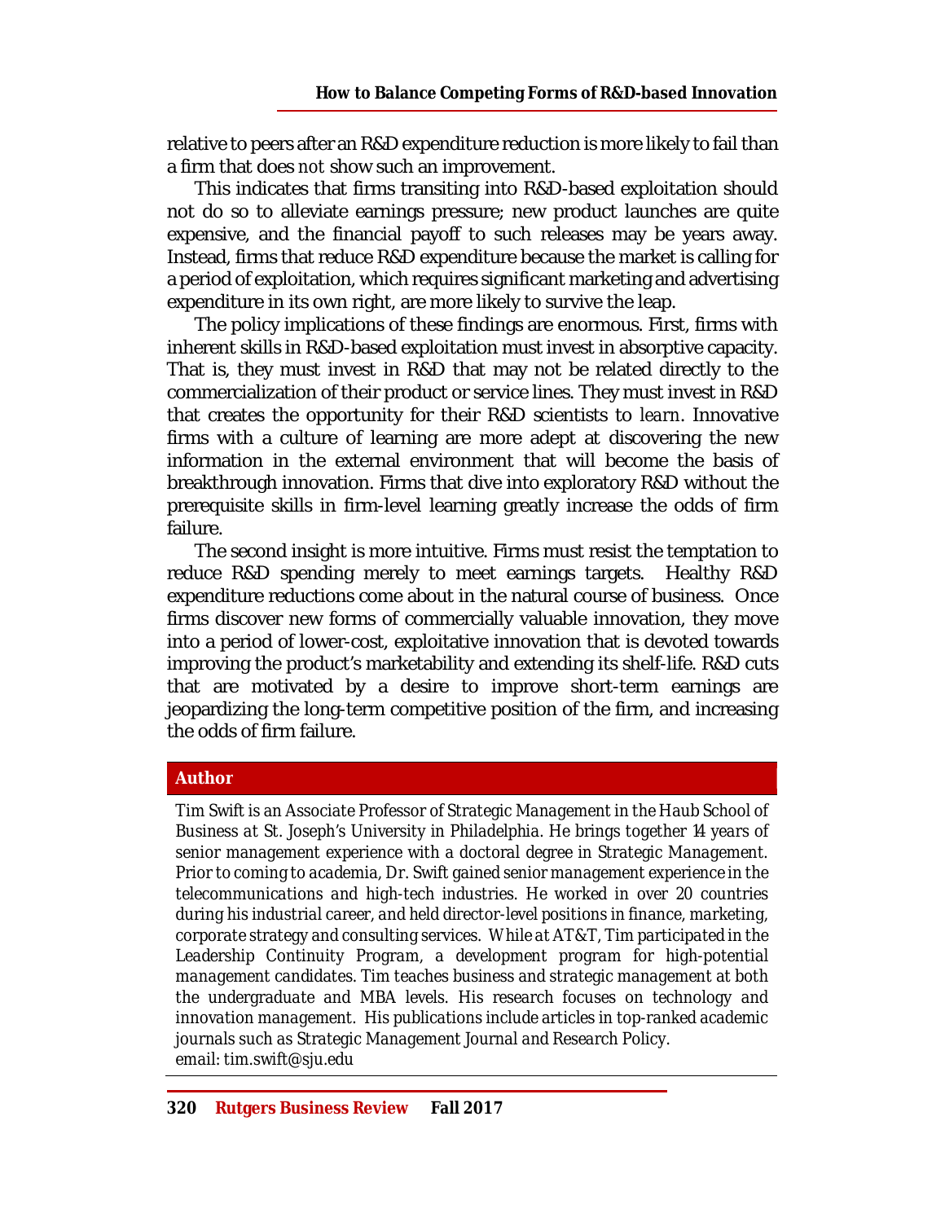relative to peers after an R&D expenditure reduction is more likely to fail than a firm that does *not* show such an improvement.

This indicates that firms transiting into R&D-based exploitation should not do so to alleviate earnings pressure; new product launches are quite expensive, and the financial payoff to such releases may be years away. Instead, firms that reduce R&D expenditure because the market is calling for a period of exploitation, which requires significant marketing and advertising expenditure in its own right, are more likely to survive the leap.

The policy implications of these findings are enormous. First, firms with inherent skills in R&D-based exploitation must invest in absorptive capacity. That is, they must invest in R&D that may not be related directly to the commercialization of their product or service lines. They must invest in R&D that creates the opportunity for their R&D scientists to *learn*. Innovative firms with a culture of learning are more adept at discovering the new information in the external environment that will become the basis of breakthrough innovation. Firms that dive into exploratory R&D without the prerequisite skills in firm-level learning greatly increase the odds of firm failure.

The second insight is more intuitive. Firms must resist the temptation to reduce R&D spending merely to meet earnings targets. Healthy R&D expenditure reductions come about in the natural course of business. Once firms discover new forms of commercially valuable innovation, they move into a period of lower-cost, exploitative innovation that is devoted towards improving the product's marketability and extending its shelf-life. R&D cuts that are motivated by a desire to improve short-term earnings are jeopardizing the long-term competitive position of the firm, and increasing the odds of firm failure.

## Author

*Tim Swift is an Associate Professor of Strategic Management in the Haub School of Business at St. Joseph's University in Philadelphia. He brings together 14 years of senior management experience with a doctoral degree in Strategic Management. Prior to coming to academia, Dr. Swift gained senior management experience in the telecommunications and high-tech industries. He worked in over 20 countries during his industrial career, and held director-level positions in finance, marketing, corporate strategy and consulting services. While at AT&T, Tim participated in the Leadership Continuity Program, a development program for high-potential management candidates. Tim teaches business and strategic management at both the undergraduate and MBA levels. His research focuses on technology and innovation management. His publications include articles in top-ranked academic journals such as Strategic Management Journal and Research Policy.*
email: tim.swift@sju.edu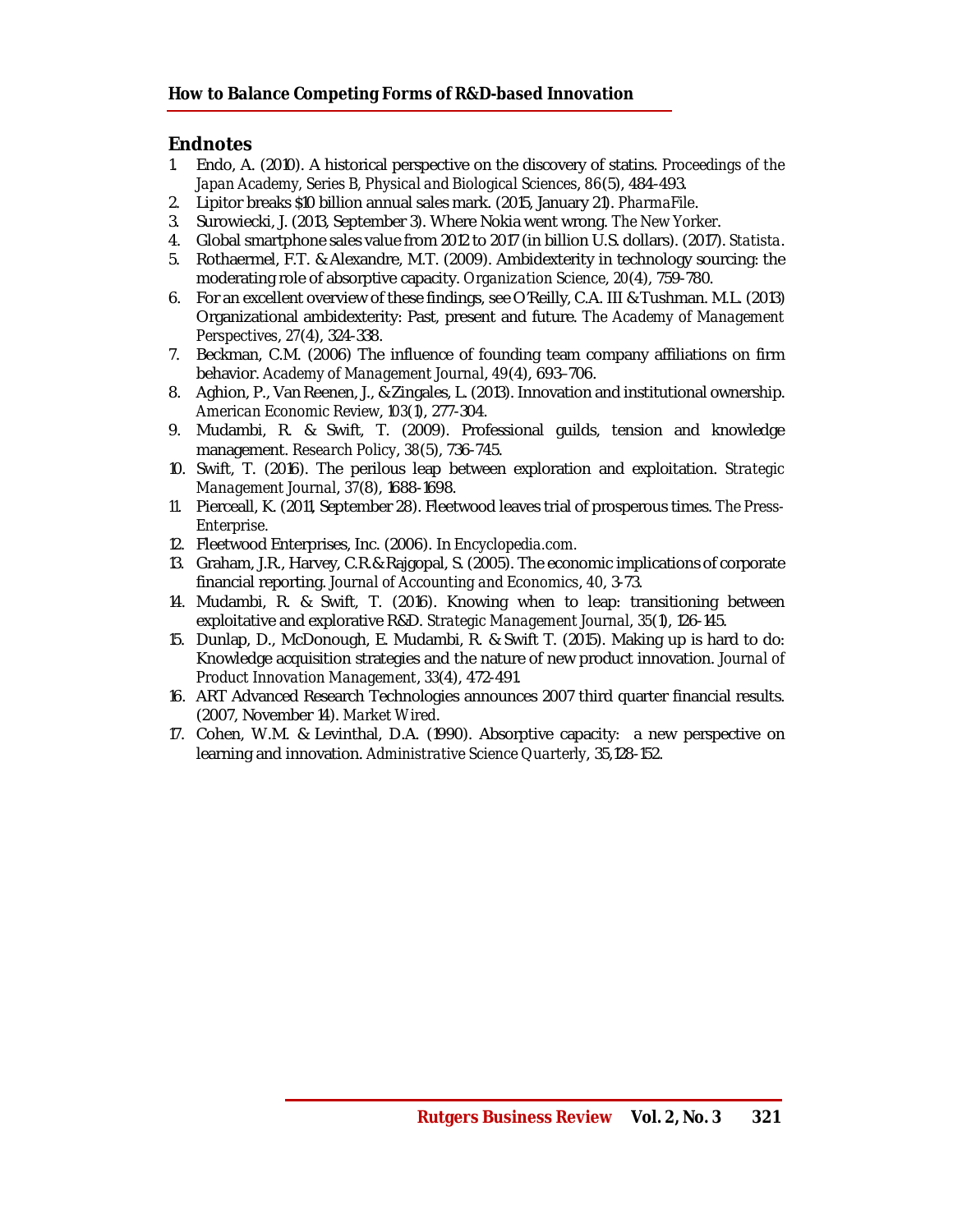## Endnotes

1. Endo, A. (2010). A historical perspective on the discovery of statins. *Proceedings of the Japan Academy, Series B, Physical and Biological Sciences*, *86*(5), 484-493.
2. Lipitor breaks $10 billion annual sales mark. (2015, January 21). *PharmaFile*.
3. Surowiecki, J. (2013, September 3). Where Nokia went wrong. *The New Yorker*.
4. Global smartphone sales value from 2012 to 2017 (in billion U.S. dollars). (2017). *Statista*.
5. Rothaermel, F.T. & Alexandre, M.T. (2009). Ambidexterity in technology sourcing: the moderating role of absorptive capacity. *Organization Science*, *20*(4), 759-780.
6. For an excellent overview of these findings, see O'Reilly, C.A. III & Tushman. M.L. (2013) Organizational ambidexterity: Past, present and future. *The Academy of Management Perspectives*, *27*(4), 324-338.
7. Beckman, C.M. (2006) The influence of founding team company affiliations on firm behavior. *Academy of Management Journal*, *49*(4), 693–706.
8. Aghion, P., Van Reenen, J., & Zingales, L. (2013). Innovation and institutional ownership. *American Economic Review*, *103*(1), 277-304.
9. Mudambi, R. & Swift, T. (2009). Professional guilds, tension and knowledge management. *Research Policy*, *38*(5), 736-745.
10. Swift, T. (2016). The perilous leap between exploration and exploitation. *Strategic Management Journal*, *37*(8), 1688-1698.
11. Pierceall, K. (2011, September 28). Fleetwood leaves trial of prosperous times. *The Press-Enterprise*.
12. Fleetwood Enterprises, Inc. (2006). In *Encyclopedia.com*.
13. Graham, J.R., Harvey, C.R.& Rajgopal, S. (2005). The economic implications of corporate financial reporting. *Journal of Accounting and Economics*, *40*, 3-73.
14. Mudambi, R. & Swift, T. (2016). Knowing when to leap: transitioning between exploitative and explorative R&D. *Strategic Management Journal*, *35*(1), 126-145.
15. Dunlap, D., McDonough, E. Mudambi, R. & Swift T. (2015). Making up is hard to do: Knowledge acquisition strategies and the nature of new product innovation. *Journal of Product Innovation Management*, *33*(4), 472-491.
16. ART Advanced Research Technologies announces 2007 third quarter financial results. (2007, November 14). *Market Wired*.
17. Cohen, W.M. & Levinthal, D.A. (1990). Absorptive capacity: a new perspective on learning and innovation. *Administrative Science Quarterly*, 35,128-152.